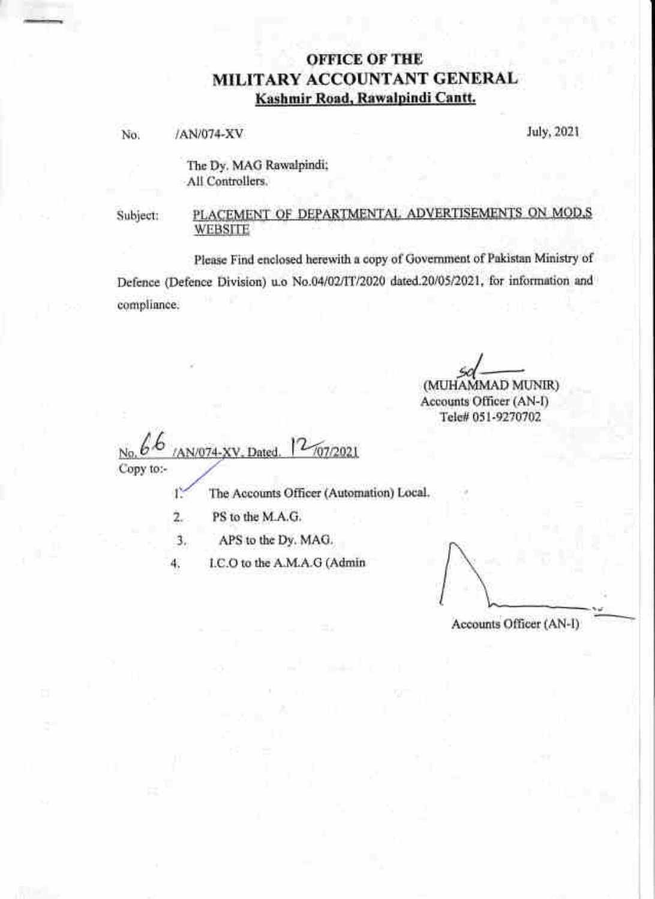# OFFICE OF THE
# MILITARY ACCOUNTANT GENERAL
**Kashmir Road, Rawalpindi Cantt.**

No. /AN/074-XV July, 2021

The Dy. MAG Rawalpindi;
All Controllers.

Subject: PLACEMENT OF DEPARTMENTAL ADVERTISEMENTS ON MOD.S WEBSITE

Please Find enclosed herewith a copy of Government of Pakistan Ministry of Defence (Defence Division) u.o No.04/02/IT/2020 dated.20/05/2021, for information and compliance.

sd/
(MUHAMMAD MUNIR)
Accounts Officer (AN-I)
Tele# 051-9270702

No. 66 /AN/074-XV. Dated. 12/07/2021

Copy to:-

1. The Accounts Officer (Automation) Local.
2. PS to the M.A.G.
3. APS to the Dy. MAG.
4. I.C.O to the A.M.A.G (Admin

Accounts Officer (AN-I)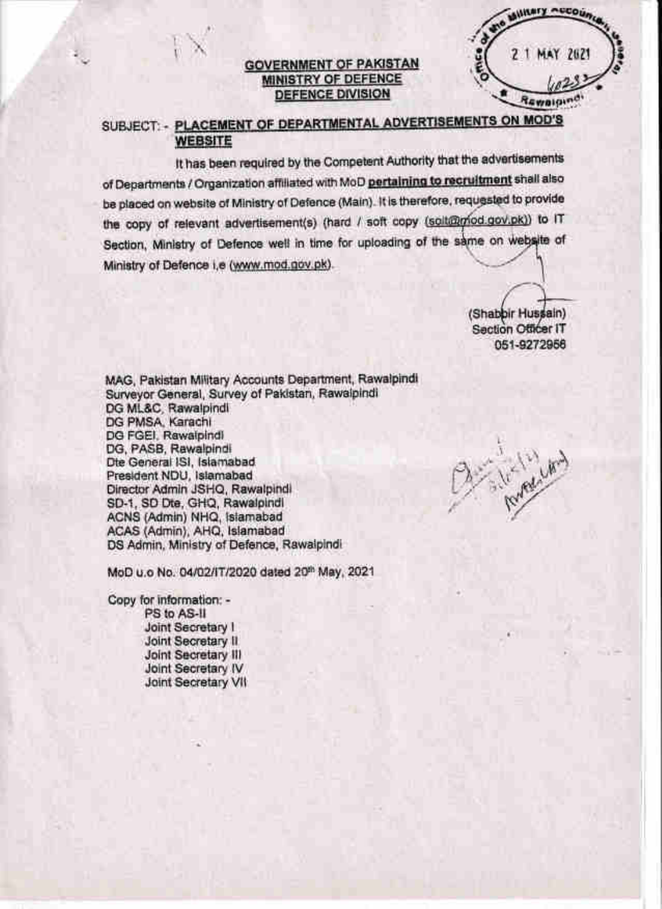**GOVERNMENT OF PAKISTAN**
**MINISTRY OF DEFENCE**
**DEFENCE DIVISION**

Office of the Military Accountant General
21 MAY 2021
6023
Rawalpindi

SUBJECT: - **PLACEMENT OF DEPARTMENTAL ADVERTISEMENTS ON MOD'S WEBSITE**

It has been required by the Competent Authority that the advertisements of Departments / Organization affiliated with MoD **pertaining to recruitment** shall also be placed on website of Ministry of Defence (Main). It is therefore, requested to provide the copy of relevant advertisement(s) (hard / soft copy (soit@mod.gov.pk)) to IT Section, Ministry of Defence well in time for uploading of the same on website of Ministry of Defence i.e (www.mod.gov.pk).

(Shabbir Hussain)
Section Officer IT
051-9272956

MAG, Pakistan Military Accounts Department, Rawalpindi
Surveyor General, Survey of Pakistan, Rawalpindi
DG ML&C, Rawalpindi
DG PMSA, Karachi
DG FGEI, Rawalpindi
DG, PASB, Rawalpindi
Dte General ISI, Islamabad
President NDU, Islamabad
Director Admin JSHQ, Rawalpindi
SD-1, SD Dte, GHQ, Rawalpindi
ACNS (Admin) NHQ, Islamabad
ACAS (Admin), AHQ, Islamabad
DS Admin, Ministry of Defence, Rawalpindi

MoD u.o No. 04/02/IT/2020 dated 20th May, 2021

Copy for information: -

- PS to AS-II
- Joint Secretary I
- Joint Secretary II
- Joint Secretary III
- Joint Secretary IV
- Joint Secretary VII